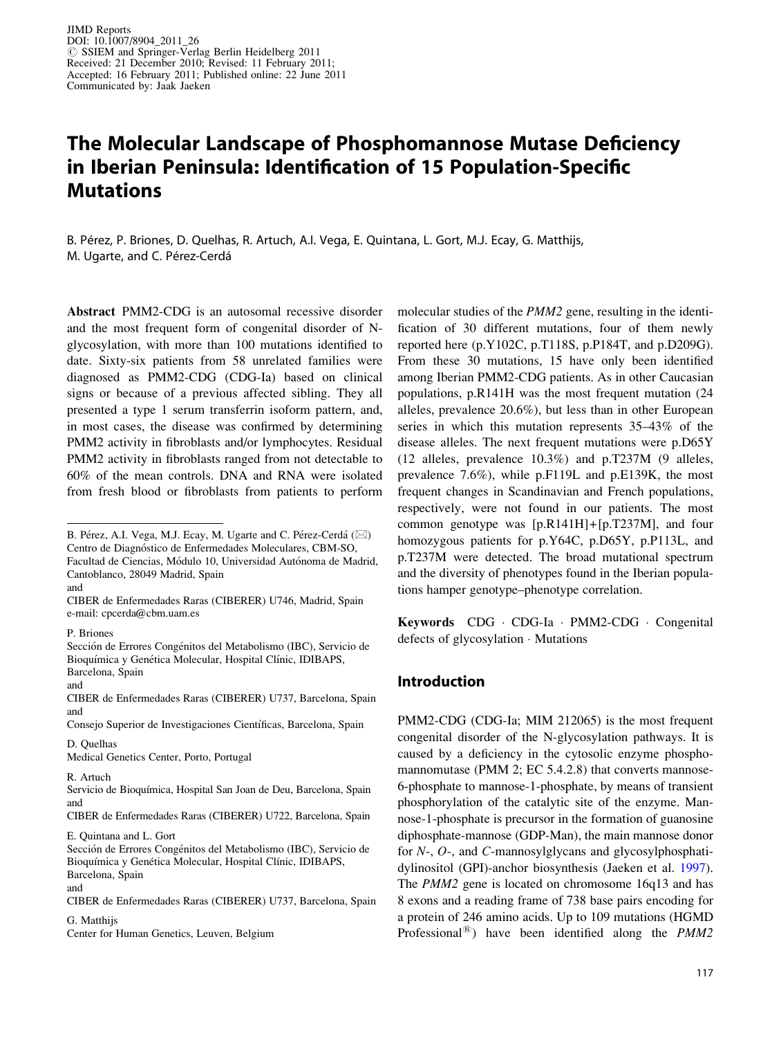JIMD Reports
DOI: 10.1007/8904_2011_26
© SSIEM and Springer-Verlag Berlin Heidelberg 2011
Received: 21 December 2010; Revised: 11 February 2011;
Accepted: 16 February 2011; Published online: 22 June 2011
Communicated by: Jaak Jaeken

# The Molecular Landscape of Phosphomannose Mutase Deficiency in Iberian Peninsula: Identification of 15 Population-Specific Mutations

B. Pérez, P. Briones, D. Quelhas, R. Artuch, A.I. Vega, E. Quintana, L. Gort, M.J. Ecay, G. Matthijs, M. Ugarte, and C. Pérez-Cerdá

**Abstract** PMM2-CDG is an autosomal recessive disorder and the most frequent form of congenital disorder of N-glycosylation, with more than 100 mutations identified to date. Sixty-six patients from 58 unrelated families were diagnosed as PMM2-CDG (CDG-Ia) based on clinical signs or because of a previous affected sibling. They all presented a type 1 serum transferrin isoform pattern, and, in most cases, the disease was confirmed by determining PMM2 activity in fibroblasts and/or lymphocytes. Residual PMM2 activity in fibroblasts ranged from not detectable to 60% of the mean controls. DNA and RNA were isolated from fresh blood or fibroblasts from patients to perform molecular studies of the *PMM2* gene, resulting in the identification of 30 different mutations, four of them newly reported here (p.Y102C, p.T118S, p.P184T, and p.D209G). From these 30 mutations, 15 have only been identified among Iberian PMM2-CDG patients. As in other Caucasian populations, p.R141H was the most frequent mutation (24 alleles, prevalence 20.6%), but less than in other European series in which this mutation represents 35–43% of the disease alleles. The next frequent mutations were p.D65Y (12 alleles, prevalence 10.3%) and p.T237M (9 alleles, prevalence 7.6%), while p.F119L and p.E139K, the most frequent changes in Scandinavian and French populations, respectively, were not found in our patients. The most common genotype was [p.R141H]+[p.T237M], and four homozygous patients for p.Y64C, p.D65Y, p.P113L, and p.T237M were detected. The broad mutational spectrum and the diversity of phenotypes found in the Iberian populations hamper genotype–phenotype correlation.

**Keywords** CDG · CDG-Ia · PMM2-CDG · Congenital defects of glycosylation · Mutations

---

B. Pérez, A.I. Vega, M.J. Ecay, M. Ugarte and C. Pérez-Cerdá (✉)
Centro de Diagnóstico de Enfermedades Moleculares, CBM-SO, Facultad de Ciencias, Módulo 10, Universidad Autónoma de Madrid, Cantoblanco, 28049 Madrid, Spain
and
CIBER de Enfermedades Raras (CIBERER) U746, Madrid, Spain
e-mail: cpcerda@cbm.uam.es

P. Briones
Sección de Errores Congénitos del Metabolismo (IBC), Servicio de Bioquímica y Genética Molecular, Hospital Clínic, IDIBAPS, Barcelona, Spain
and
CIBER de Enfermedades Raras (CIBERER) U737, Barcelona, Spain
and
Consejo Superior de Investigaciones Científicas, Barcelona, Spain

D. Quelhas
Medical Genetics Center, Porto, Portugal

R. Artuch
Servicio de Bioquímica, Hospital San Joan de Deu, Barcelona, Spain
and
CIBER de Enfermedades Raras (CIBERER) U722, Barcelona, Spain

E. Quintana and L. Gort
Sección de Errores Congénitos del Metabolismo (IBC), Servicio de Bioquímica y Genética Molecular, Hospital Clínic, IDIBAPS, Barcelona, Spain
and
CIBER de Enfermedades Raras (CIBERER) U737, Barcelona, Spain

G. Matthijs
Center for Human Genetics, Leuven, Belgium

## Introduction

PMM2-CDG (CDG-Ia; MIM 212065) is the most frequent congenital disorder of the N-glycosylation pathways. It is caused by a deficiency in the cytosolic enzyme phosphomannomutase (PMM 2; EC 5.4.2.8) that converts mannose-6-phosphate to mannose-1-phosphate, by means of transient phosphorylation of the catalytic site of the enzyme. Mannose-1-phosphate is precursor in the formation of guanosine diphosphate-mannose (GDP-Man), the main mannose donor for *N*-, *O*-, and *C*-mannosylglycans and glycosylphosphatidylinositol (GPI)-anchor biosynthesis (Jaeken et al. 1997). The *PMM2* gene is located on chromosome 16q13 and has 8 exons and a reading frame of 738 base pairs encoding for a protein of 246 amino acids. Up to 109 mutations (HGMD Professional®) have been identified along the *PMM2*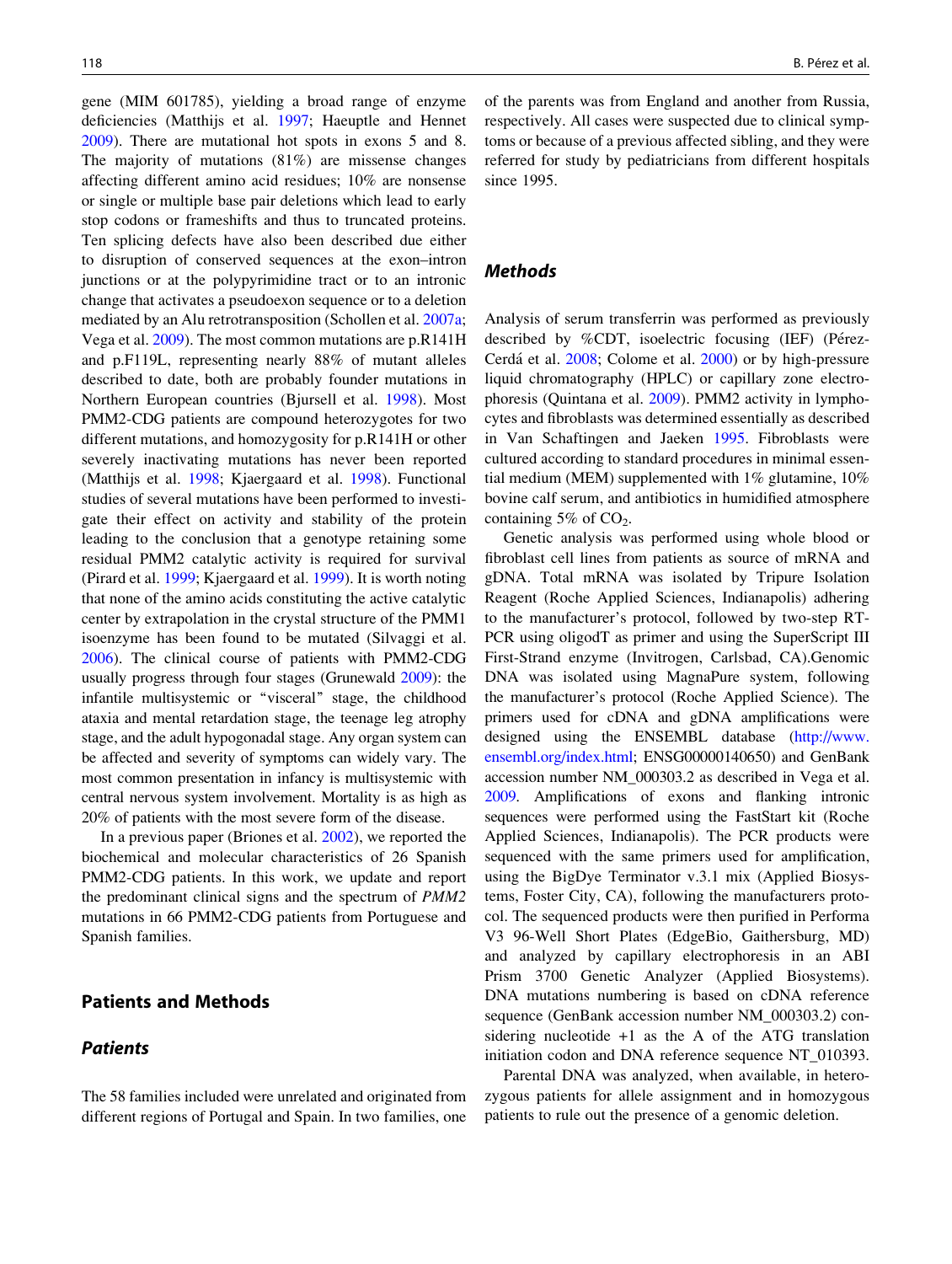gene (MIM 601785), yielding a broad range of enzyme deficiencies (Matthijs et al. 1997; Haeuptle and Hennet 2009). There are mutational hot spots in exons 5 and 8. The majority of mutations (81%) are missense changes affecting different amino acid residues; 10% are nonsense or single or multiple base pair deletions which lead to early stop codons or frameshifts and thus to truncated proteins. Ten splicing defects have also been described due either to disruption of conserved sequences at the exon–intron junctions or at the polypyrimidine tract or to an intronic change that activates a pseudoexon sequence or to a deletion mediated by an Alu retrotransposition (Schollen et al. 2007a; Vega et al. 2009). The most common mutations are p.R141H and p.F119L, representing nearly 88% of mutant alleles described to date, both are probably founder mutations in Northern European countries (Bjursell et al. 1998). Most PMM2-CDG patients are compound heterozygotes for two different mutations, and homozygosity for p.R141H or other severely inactivating mutations has never been reported (Matthijs et al. 1998; Kjaergaard et al. 1998). Functional studies of several mutations have been performed to investigate their effect on activity and stability of the protein leading to the conclusion that a genotype retaining some residual PMM2 catalytic activity is required for survival (Pirard et al. 1999; Kjaergaard et al. 1999). It is worth noting that none of the amino acids constituting the active catalytic center by extrapolation in the crystal structure of the PMM1 isoenzyme has been found to be mutated (Silvaggi et al. 2006). The clinical course of patients with PMM2-CDG usually progress through four stages (Grunewald 2009): the infantile multisystemic or "visceral" stage, the childhood ataxia and mental retardation stage, the teenage leg atrophy stage, and the adult hypogonadal stage. Any organ system can be affected and severity of symptoms can widely vary. The most common presentation in infancy is multisystemic with central nervous system involvement. Mortality is as high as 20% of patients with the most severe form of the disease.

In a previous paper (Briones et al. 2002), we reported the biochemical and molecular characteristics of 26 Spanish PMM2-CDG patients. In this work, we update and report the predominant clinical signs and the spectrum of *PMM2* mutations in 66 PMM2-CDG patients from Portuguese and Spanish families.

## Patients and Methods

### *Patients*

The 58 families included were unrelated and originated from different regions of Portugal and Spain. In two families, one of the parents was from England and another from Russia, respectively. All cases were suspected due to clinical symptoms or because of a previous affected sibling, and they were referred for study by pediatricians from different hospitals since 1995.

### *Methods*

Analysis of serum transferrin was performed as previously described by %CDT, isoelectric focusing (IEF) (Pérez-Cerdá et al. 2008; Colome et al. 2000) or by high-pressure liquid chromatography (HPLC) or capillary zone electrophoresis (Quintana et al. 2009). PMM2 activity in lymphocytes and fibroblasts was determined essentially as described in Van Schaftingen and Jaeken 1995. Fibroblasts were cultured according to standard procedures in minimal essential medium (MEM) supplemented with 1% glutamine, 10% bovine calf serum, and antibiotics in humidified atmosphere containing 5% of $CO_2$.

Genetic analysis was performed using whole blood or fibroblast cell lines from patients as source of mRNA and gDNA. Total mRNA was isolated by Tripure Isolation Reagent (Roche Applied Sciences, Indianapolis) adhering to the manufacturer's protocol, followed by two-step RT-PCR using oligodT as primer and using the SuperScript III First-Strand enzyme (Invitrogen, Carlsbad, CA).Genomic DNA was isolated using MagnaPure system, following the manufacturer's protocol (Roche Applied Science). The primers used for cDNA and gDNA amplifications were designed using the ENSEMBL database (http://www.ensembl.org/index.html; ENSG00000140650) and GenBank accession number NM_000303.2 as described in Vega et al. 2009. Amplifications of exons and flanking intronic sequences were performed using the FastStart kit (Roche Applied Sciences, Indianapolis). The PCR products were sequenced with the same primers used for amplification, using the BigDye Terminator v.3.1 mix (Applied Biosystems, Foster City, CA), following the manufacturers protocol. The sequenced products were then purified in Performa V3 96-Well Short Plates (EdgeBio, Gaithersburg, MD) and analyzed by capillary electrophoresis in an ABI Prism 3700 Genetic Analyzer (Applied Biosystems). DNA mutations numbering is based on cDNA reference sequence (GenBank accession number NM_000303.2) considering nucleotide +1 as the A of the ATG translation initiation codon and DNA reference sequence NT_010393.

Parental DNA was analyzed, when available, in heterozygous patients for allele assignment and in homozygous patients to rule out the presence of a genomic deletion.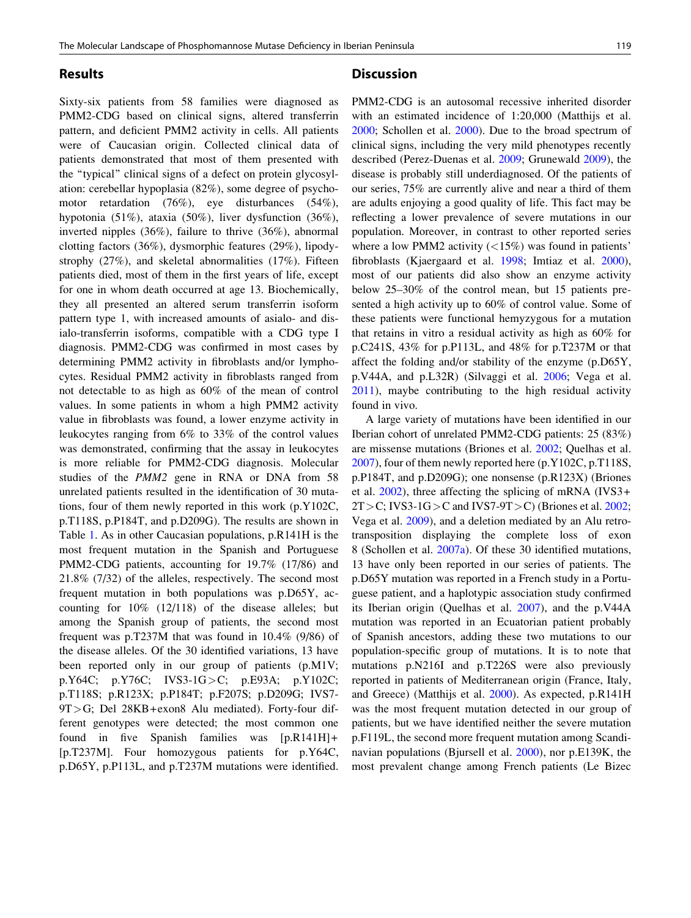## Results

Sixty-six patients from 58 families were diagnosed as PMM2-CDG based on clinical signs, altered transferrin pattern, and deficient PMM2 activity in cells. All patients were of Caucasian origin. Collected clinical data of patients demonstrated that most of them presented with the "typical" clinical signs of a defect on protein glycosylation: cerebellar hypoplasia (82%), some degree of psychomotor retardation (76%), eye disturbances (54%), hypotonia (51%), ataxia (50%), liver dysfunction (36%), inverted nipples (36%), failure to thrive (36%), abnormal clotting factors (36%), dysmorphic features (29%), lipodystrophy (27%), and skeletal abnormalities (17%). Fifteen patients died, most of them in the first years of life, except for one in whom death occurred at age 13. Biochemically, they all presented an altered serum transferrin isoform pattern type 1, with increased amounts of asialo- and disialo-transferrin isoforms, compatible with a CDG type I diagnosis. PMM2-CDG was confirmed in most cases by determining PMM2 activity in fibroblasts and/or lymphocytes. Residual PMM2 activity in fibroblasts ranged from not detectable to as high as 60% of the mean of control values. In some patients in whom a high PMM2 activity value in fibroblasts was found, a lower enzyme activity in leukocytes ranging from 6% to 33% of the control values was demonstrated, confirming that the assay in leukocytes is more reliable for PMM2-CDG diagnosis. Molecular studies of the *PMM2* gene in RNA or DNA from 58 unrelated patients resulted in the identification of 30 mutations, four of them newly reported in this work (p.Y102C, p.T118S, p.P184T, and p.D209G). The results are shown in Table 1. As in other Caucasian populations, p.R141H is the most frequent mutation in the Spanish and Portuguese PMM2-CDG patients, accounting for 19.7% (17/86) and 21.8% (7/32) of the alleles, respectively. The second most frequent mutation in both populations was p.D65Y, accounting for 10% (12/118) of the disease alleles; but among the Spanish group of patients, the second most frequent was p.T237M that was found in 10.4% (9/86) of the disease alleles. Of the 30 identified variations, 13 have been reported only in our group of patients (p.M1V; p.Y64C; p.Y76C; IVS3-1G>C; p.E93A; p.Y102C; p.T118S; p.R123X; p.P184T; p.F207S; p.D209G; IVS7-9T>G; Del 28KB+exon8 Alu mediated). Forty-four different genotypes were detected; the most common one found in five Spanish families was [p.R141H]+[p.T237M]. Four homozygous patients for p.Y64C, p.D65Y, p.P113L, and p.T237M mutations were identified.

## Discussion

PMM2-CDG is an autosomal recessive inherited disorder with an estimated incidence of 1:20,000 (Matthijs et al. 2000; Schollen et al. 2000). Due to the broad spectrum of clinical signs, including the very mild phenotypes recently described (Perez-Duenas et al. 2009; Grunewald 2009), the disease is probably still underdiagnosed. Of the patients of our series, 75% are currently alive and near a third of them are adults enjoying a good quality of life. This fact may be reflecting a lower prevalence of severe mutations in our population. Moreover, in contrast to other reported series where a low PMM2 activity (<15%) was found in patients' fibroblasts (Kjaergaard et al. 1998; Imtiaz et al. 2000), most of our patients did also show an enzyme activity below 25–30% of the control mean, but 15 patients presented a high activity up to 60% of control value. Some of these patients were functional hemyzygous for a mutation that retains in vitro a residual activity as high as 60% for p.C241S, 43% for p.P113L, and 48% for p.T237M or that affect the folding and/or stability of the enzyme (p.D65Y, p.V44A, and p.L32R) (Silvaggi et al. 2006; Vega et al. 2011), maybe contributing to the high residual activity found in vivo.

A large variety of mutations have been identified in our Iberian cohort of unrelated PMM2-CDG patients: 25 (83%) are missense mutations (Briones et al. 2002; Quelhas et al. 2007), four of them newly reported here (p.Y102C, p.T118S, p.P184T, and p.D209G); one nonsense (p.R123X) (Briones et al. 2002), three affecting the splicing of mRNA (IVS3+2T>C; IVS3-1G>C and IVS7-9T>C) (Briones et al. 2002; Vega et al. 2009), and a deletion mediated by an Alu retrotransposition displaying the complete loss of exon 8 (Schollen et al. 2007a). Of these 30 identified mutations, 13 have only been reported in our series of patients. The p.D65Y mutation was reported in a French study in a Portuguese patient, and a haplotypic association study confirmed its Iberian origin (Quelhas et al. 2007), and the p.V44A mutation was reported in an Ecuatorian patient probably of Spanish ancestors, adding these two mutations to our population-specific group of mutations. It is to note that mutations p.N216I and p.T226S were also previously reported in patients of Mediterranean origin (France, Italy, and Greece) (Matthijs et al. 2000). As expected, p.R141H was the most frequent mutation detected in our group of patients, but we have identified neither the severe mutation p.F119L, the second more frequent mutation among Scandinavian populations (Bjursell et al. 2000), nor p.E139K, the most prevalent change among French patients (Le Bizec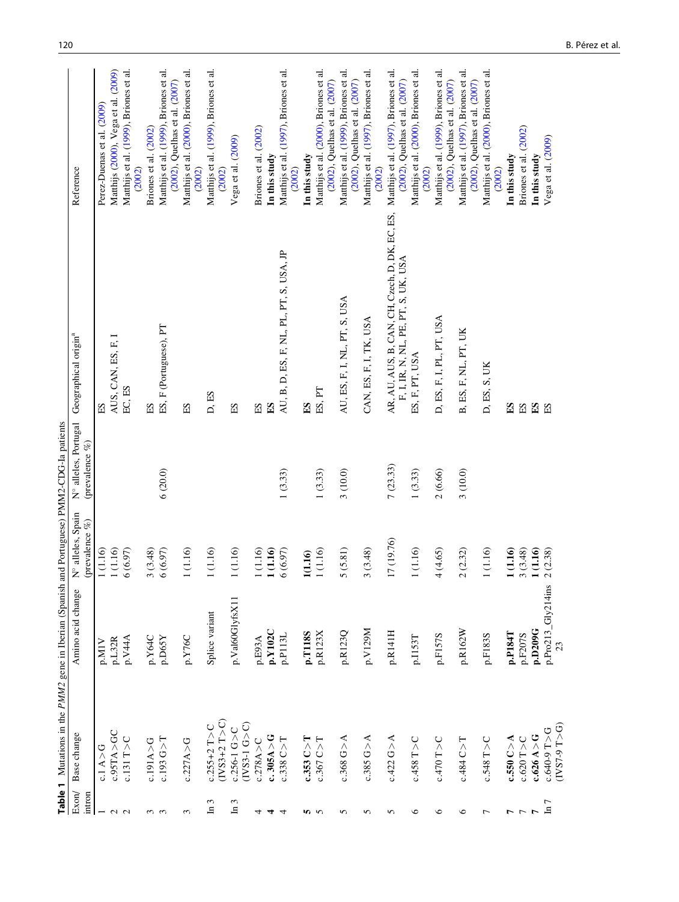**Table 1** Mutations in the *PMM2* gene in Iberian (Spanish and Portuguese) PMM2-CDG-Ia patients

| Exon/intron | Base change | Amino acid change | N° alleles, Spain (prevalence %) | N° alleles, Portugal (prevalence %) | Geographical origin[a] | Reference |
|---|---|---|---|---|---|---|
| 1 | c.1 A>G | p.M1V | 1 (1.16) | | ES | Perez-Duenas et al. (2009) |
| 2 | c.95TA>GC | p.L32R | 1 (1.16) | | AUS, CAN, ES, F, I | Matthijs (2000), Vega et al. (2009) |
| 2 | c.131 T>C | p.V44A | 6 (6.97) | | EC, ES | Matthijs et al. (1999), Briones et al. (2002) |
| 3 | c.191A>G | p.Y64C | 3 (3.48) | | ES | Briones et al. (2002) |
| 3 | c.193 G>T | p.D65Y | 6 (6.97) | 6 (20.0) | ES, F (Portuguese), PT | Matthijs et al. (1999), Briones et al. (2002), Quelhas et al. (2007) |
| 3 | c.227A>G | p.Y76C | 1 (1.16) | | ES | Matthijs et al. (2000), Briones et al. (2002) |
| In 3 | c.255+2 T>C (IVS3+2 T>C) | Splice variant | 1 (1.16) | | D, ES | Matthijs et al. (1999), Briones et al. (2002) |
| In 3 | c.256-1 G>C (IVS3-1 G>C) | p.Val60GlyfsX11 | 1 (1.16) | | ES | Vega et al. (2009) |
| 4 | c.278A>C | p.E93A | 1 (1.16) | | ES | Briones et al. (2002) |
| **4** | **c. 305A>G** | **p.Y102C** | **1 (1.16)** | | **ES** | **In this study** |
| 4 | c.338 C>T | p.P113L | 6 (6.97) | 1 (3.33) | AU, B, D, ES, F, NL, PL, PT, S, USA, JP | Matthijs et al. (1997), Briones et al. (2002) |
| **5** | **c.353 C>T** | **p.T118S** | **1(1.16)** | | **ES** | **In this study** |
| 5 | c.367 C>T | p.R123X | 1 (1.16) | 1 (3.33) | ES, PT | Matthijs et al. (2000), Briones et al. (2002), Quelhas et al. (2007) |
| 5 | c.368 G>A | p.R123Q | 5 (5.81) | 3 (10.0) | AU, ES, F, I, NL, PT, S, USA | Matthijs et al. (1999), Briones et al. (2002), Quelhas et al. (2007) |
| 5 | c.385 G>A | p.V129M | 3 (3.48) | | CAN, ES, F, I, TK, USA | Matthijs et al. (1997), Briones et al. (2002) |
| 5 | c.422 G>A | p.R141H | 17 (19.76) | 7 (23.33) | AR, AU, AUS, B, CAN, CH, Czech, D, DK, EC, ES, F, I, IR, N, NL, PE, PT, S, UK, USA | Matthijs et al. (1997), Briones et al. (2002), Quelhas et al. (2007) |
| 6 | c.458 T>C | p.I153T | 1 (1.16) | 1 (3.33) | ES, F, PT, USA | Matthijs et al. (2000), Briones et al. (2002) |
| 6 | c.470 T>C | p.F157S | 4 (4.65) | 2 (6.66) | D, ES, F, I, PL, PT, USA | Matthijs et al. (1999), Briones et al. (2002), Quelhas et al. (2007) |
| 6 | c.484 C>T | p.R162W | 2 (2.32) | 3 (10.0) | B, ES, F, NL, PT, UK | Matthijs et al. (1997), Briones et al. (2002), Quelhas et al. (2007) |
| 7 | c.548 T>C | p.F183S | 1 (1.16) | | D, ES, S, UK | Matthijs et al. (2000), Briones et al. (2002) |
| **7** | **c.550 C>A** | **p.P184T** | **1 (1.16)** | | **ES** | **In this study** |
| 7 | c.620 T>C | p.F207S | 3 (3.48) | | ES | Briones et al. (2002) |
| **7** | **c.626 A>G** | **p.D209G** | **1 (1.16)** | | **ES** | **In this study** |
| In 7 | c.640-9 T>G (IVS7-9 T>G) | p.Pro213_Gly214ins 23 | 2 (2.38) | | ES | Vega et al. (2009) |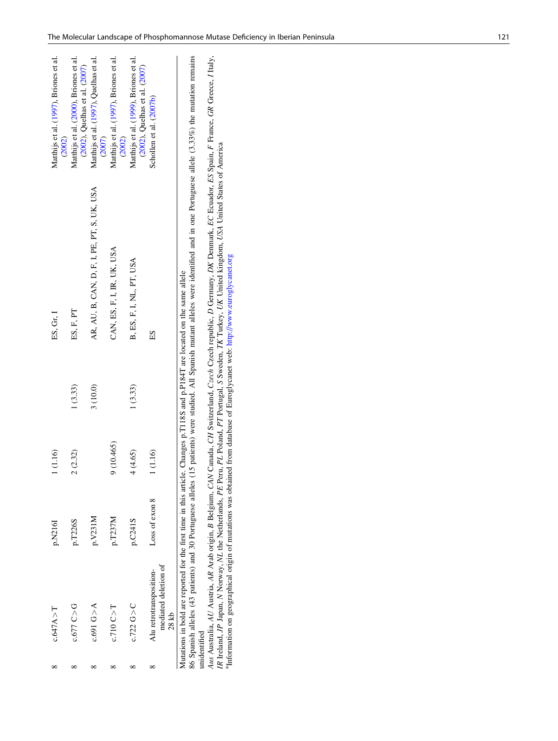| | | | | | | |
|---|---|---|---|---|---|---|
| 8 | c.647A > T | p.N216I | 1 (1.16) | | ES, Gr, I | Matthijs et al. (1997), Briones et al. (2002) |
| 8 | c.677 C > G | p.T226S | 2 (2.32) | 1 (3.33) | ES, F, PT | Matthijs et al. (2000), Briones et al. (2002), Quelhas et al. (2007) |
| 8 | c.691 G > A | p.V231M | | 3 (10.0) | AR, AU, B, CAN, D, F, I, PE, PT, S, UK, USA | Matthijs et al. (1997), Quelhas et al. (2007) |
| 8 | c.710 C > T | p.T237M | 9 (10.465) | | CAN, ES, F, I, IR, UK, USA | Matthijs et al. (1997), Briones et al. (2002) |
| 8 | c.722 G > C | p.C241S | 4 (4.65) | 1 (3.33) | B, ES, F, I, NL, PT, USA | Matthijs et al. (1999), Briones et al. (2002), Quelhas et al. (2007) |
| 8 | Alu retrotransposition-mediated deletion of 28 kb | Loss of exon 8 | 1 (1.16) | | ES | Schollen et al. (2007b) |

Mutations in bold are reported for the first time in this article. Changes p.T118S and p.P184T are located on the same allele

86 Spanish alleles (43 patients) and 30 Portuguese alleles (15 patients) were studied. All Spanish mutant alleles were identified and in one Portuguese allele (3.33%) the mutation remains unidentified

*Aus* Australia, *AU* Austria, *AR* Arab origin, *B* Belgium, *CAN* Canada, *CH* Switzerland, *Czech* Czech republic, *D* Germany, *DK* Denmark, *EC* Ecuador, *ES* Spain, *F* France, *GR* Greece, *I* Italy, *IR* Ireland, *JP* Japan, *N* Norway, *NL* the Netherlands, *PE* Peru, *PL* Poland, *PT* Portugal, *S* Sweden, *TK* Turkey, *UK* United kingdom, *USA* United States of America

[a]Information on geographical origin of mutations was obtained from database of Euroglycanet web: http://www.euroglycanet.org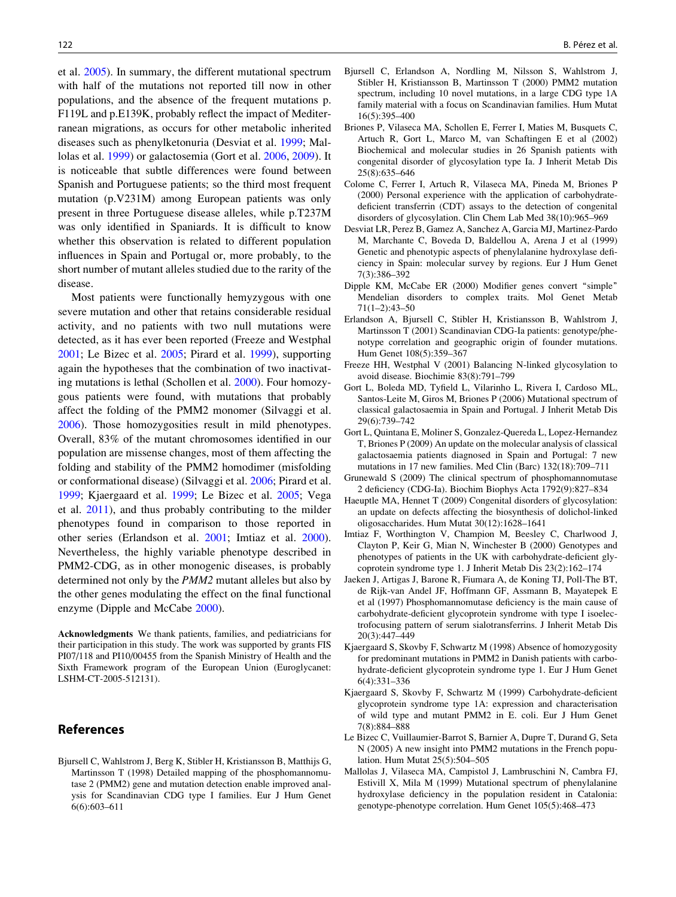et al. 2005). In summary, the different mutational spectrum with half of the mutations not reported till now in other populations, and the absence of the frequent mutations p. F119L and p.E139K, probably reflect the impact of Mediterranean migrations, as occurs for other metabolic inherited diseases such as phenylketonuria (Desviat et al. 1999; Mallolas et al. 1999) or galactosemia (Gort et al. 2006, 2009). It is noticeable that subtle differences were found between Spanish and Portuguese patients; so the third most frequent mutation (p.V231M) among European patients was only present in three Portuguese disease alleles, while p.T237M was only identified in Spaniards. It is difficult to know whether this observation is related to different population influences in Spain and Portugal or, more probably, to the short number of mutant alleles studied due to the rarity of the disease.

Most patients were functionally hemyzygous with one severe mutation and other that retains considerable residual activity, and no patients with two null mutations were detected, as it has ever been reported (Freeze and Westphal 2001; Le Bizec et al. 2005; Pirard et al. 1999), supporting again the hypotheses that the combination of two inactivating mutations is lethal (Schollen et al. 2000). Four homozygous patients were found, with mutations that probably affect the folding of the PMM2 monomer (Silvaggi et al. 2006). Those homozygosities result in mild phenotypes. Overall, 83% of the mutant chromosomes identified in our population are missense changes, most of them affecting the folding and stability of the PMM2 homodimer (misfolding or conformational disease) (Silvaggi et al. 2006; Pirard et al. 1999; Kjaergaard et al. 1999; Le Bizec et al. 2005; Vega et al. 2011), and thus probably contributing to the milder phenotypes found in comparison to those reported in other series (Erlandson et al. 2001; Imtiaz et al. 2000). Nevertheless, the highly variable phenotype described in PMM2-CDG, as in other monogenic diseases, is probably determined not only by the *PMM2* mutant alleles but also by the other genes modulating the effect on the final functional enzyme (Dipple and McCabe 2000).

**Acknowledgments** We thank patients, families, and pediatricians for their participation in this study. The work was supported by grants FIS PI07/118 and PI10/00455 from the Spanish Ministry of Health and the Sixth Framework program of the European Union (Euroglycanet: LSHM-CT-2005-512131).

## References

Bjursell C, Wahlstrom J, Berg K, Stibler H, Kristiansson B, Matthijs G, Martinsson T (1998) Detailed mapping of the phosphomannomutase 2 (PMM2) gene and mutation detection enable improved analysis for Scandinavian CDG type I families. Eur J Hum Genet 6(6):603–611

Bjursell C, Erlandson A, Nordling M, Nilsson S, Wahlstrom J, Stibler H, Kristiansson B, Martinsson T (2000) PMM2 mutation spectrum, including 10 novel mutations, in a large CDG type 1A family material with a focus on Scandinavian families. Hum Mutat 16(5):395–400

Briones P, Vilaseca MA, Schollen E, Ferrer I, Maties M, Busquets C, Artuch R, Gort L, Marco M, van Schaftingen E et al (2002) Biochemical and molecular studies in 26 Spanish patients with congenital disorder of glycosylation type Ia. J Inherit Metab Dis 25(8):635–646

Colome C, Ferrer I, Artuch R, Vilaseca MA, Pineda M, Briones P (2000) Personal experience with the application of carbohydrate-deficient transferrin (CDT) assays to the detection of congenital disorders of glycosylation. Clin Chem Lab Med 38(10):965–969

Desviat LR, Perez B, Gamez A, Sanchez A, Garcia MJ, Martinez-Pardo M, Marchante C, Boveda D, Baldellou A, Arena J et al (1999) Genetic and phenotypic aspects of phenylalanine hydroxylase deficiency in Spain: molecular survey by regions. Eur J Hum Genet 7(3):386–392

Dipple KM, McCabe ER (2000) Modifier genes convert "simple" Mendelian disorders to complex traits. Mol Genet Metab 71(1–2):43–50

Erlandson A, Bjursell C, Stibler H, Kristiansson B, Wahlstrom J, Martinsson T (2001) Scandinavian CDG-Ia patients: genotype/phenotype correlation and geographic origin of founder mutations. Hum Genet 108(5):359–367

Freeze HH, Westphal V (2001) Balancing N-linked glycosylation to avoid disease. Biochimie 83(8):791–799

Gort L, Boleda MD, Tyfield L, Vilarinho L, Rivera I, Cardoso ML, Santos-Leite M, Giros M, Briones P (2006) Mutational spectrum of classical galactosaemia in Spain and Portugal. J Inherit Metab Dis 29(6):739–742

Gort L, Quintana E, Moliner S, Gonzalez-Quereda L, Lopez-Hernandez T, Briones P (2009) An update on the molecular analysis of classical galactosaemia patients diagnosed in Spain and Portugal: 7 new mutations in 17 new families. Med Clin (Barc) 132(18):709–711

Grunewald S (2009) The clinical spectrum of phosphomannomutase 2 deficiency (CDG-Ia). Biochim Biophys Acta 1792(9):827–834

Haeuptle MA, Hennet T (2009) Congenital disorders of glycosylation: an update on defects affecting the biosynthesis of dolichol-linked oligosaccharides. Hum Mutat 30(12):1628–1641

Imtiaz F, Worthington V, Champion M, Beesley C, Charlwood J, Clayton P, Keir G, Mian N, Winchester B (2000) Genotypes and phenotypes of patients in the UK with carbohydrate-deficient glycoprotein syndrome type 1. J Inherit Metab Dis 23(2):162–174

Jaeken J, Artigas J, Barone R, Fiumara A, de Koning TJ, Poll-The BT, de Rijk-van Andel JF, Hoffmann GF, Assmann B, Mayatepek E et al (1997) Phosphomannomutase deficiency is the main cause of carbohydrate-deficient glycoprotein syndrome with type I isoelectrofocusing pattern of serum sialotransferrins. J Inherit Metab Dis 20(3):447–449

Kjaergaard S, Skovby F, Schwartz M (1998) Absence of homozygosity for predominant mutations in PMM2 in Danish patients with carbohydrate-deficient glycoprotein syndrome type 1. Eur J Hum Genet 6(4):331–336

Kjaergaard S, Skovby F, Schwartz M (1999) Carbohydrate-deficient glycoprotein syndrome type 1A: expression and characterisation of wild type and mutant PMM2 in E. coli. Eur J Hum Genet 7(8):884–888

Le Bizec C, Vuillaumier-Barrot S, Barnier A, Dupre T, Durand G, Seta N (2005) A new insight into PMM2 mutations in the French population. Hum Mutat 25(5):504–505

Mallolas J, Vilaseca MA, Campistol J, Lambruschini N, Cambra FJ, Estivill X, Mila M (1999) Mutational spectrum of phenylalanine hydroxylase deficiency in the population resident in Catalonia: genotype-phenotype correlation. Hum Genet 105(5):468–473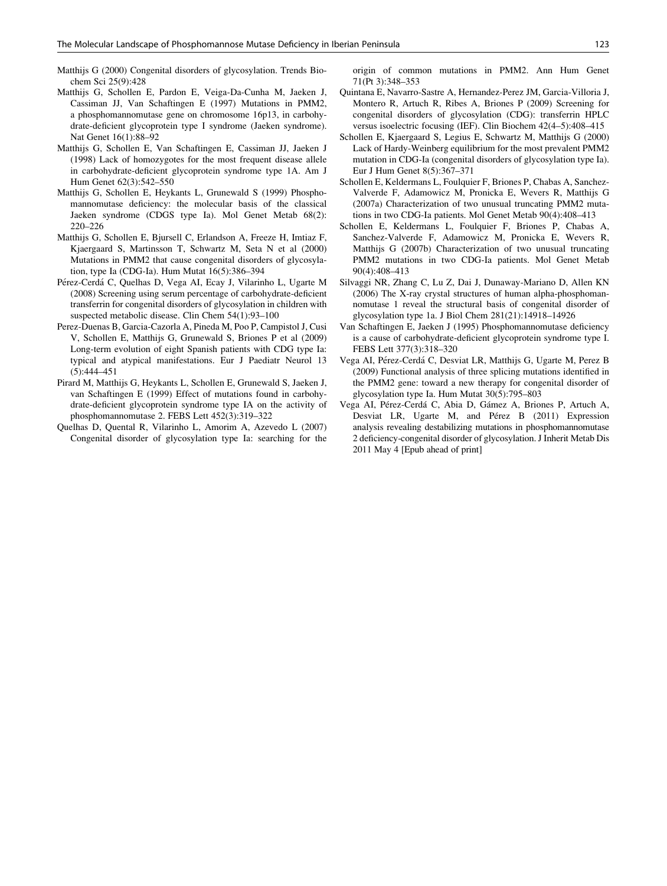Matthijs G (2000) Congenital disorders of glycosylation. Trends Biochem Sci 25(9):428

Matthijs G, Schollen E, Pardon E, Veiga-Da-Cunha M, Jaeken J, Cassiman JJ, Van Schaftingen E (1997) Mutations in PMM2, a phosphomannomutase gene on chromosome 16p13, in carbohydrate-deficient glycoprotein type I syndrome (Jaeken syndrome). Nat Genet 16(1):88–92

Matthijs G, Schollen E, Van Schaftingen E, Cassiman JJ, Jaeken J (1998) Lack of homozygotes for the most frequent disease allele in carbohydrate-deficient glycoprotein syndrome type 1A. Am J Hum Genet 62(3):542–550

Matthijs G, Schollen E, Heykants L, Grunewald S (1999) Phosphomannomutase deficiency: the molecular basis of the classical Jaeken syndrome (CDGS type Ia). Mol Genet Metab 68(2): 220–226

Matthijs G, Schollen E, Bjursell C, Erlandson A, Freeze H, Imtiaz F, Kjaergaard S, Martinsson T, Schwartz M, Seta N et al (2000) Mutations in PMM2 that cause congenital disorders of glycosylation, type Ia (CDG-Ia). Hum Mutat 16(5):386–394

Pérez-Cerdá C, Quelhas D, Vega AI, Ecay J, Vilarinho L, Ugarte M (2008) Screening using serum percentage of carbohydrate-deficient transferrin for congenital disorders of glycosylation in children with suspected metabolic disease. Clin Chem 54(1):93–100

Perez-Duenas B, Garcia-Cazorla A, Pineda M, Poo P, Campistol J, Cusi V, Schollen E, Matthijs G, Grunewald S, Briones P et al (2009) Long-term evolution of eight Spanish patients with CDG type Ia: typical and atypical manifestations. Eur J Paediatr Neurol 13 (5):444–451

Pirard M, Matthijs G, Heykants L, Schollen E, Grunewald S, Jaeken J, van Schaftingen E (1999) Effect of mutations found in carbohydrate-deficient glycoprotein syndrome type IA on the activity of phosphomannomutase 2. FEBS Lett 452(3):319–322

Quelhas D, Quental R, Vilarinho L, Amorim A, Azevedo L (2007) Congenital disorder of glycosylation type Ia: searching for the origin of common mutations in PMM2. Ann Hum Genet 71(Pt 3):348–353

Quintana E, Navarro-Sastre A, Hernandez-Perez JM, Garcia-Villoria J, Montero R, Artuch R, Ribes A, Briones P (2009) Screening for congenital disorders of glycosylation (CDG): transferrin HPLC versus isoelectric focusing (IEF). Clin Biochem 42(4–5):408–415

Schollen E, Kjaergaard S, Legius E, Schwartz M, Matthijs G (2000) Lack of Hardy-Weinberg equilibrium for the most prevalent PMM2 mutation in CDG-Ia (congenital disorders of glycosylation type Ia). Eur J Hum Genet 8(5):367–371

Schollen E, Keldermans L, Foulquier F, Briones P, Chabas A, Sanchez-Valverde F, Adamowicz M, Pronicka E, Wevers R, Matthijs G (2007a) Characterization of two unusual truncating PMM2 mutations in two CDG-Ia patients. Mol Genet Metab 90(4):408–413

Schollen E, Keldermans L, Foulquier F, Briones P, Chabas A, Sanchez-Valverde F, Adamowicz M, Pronicka E, Wevers R, Matthijs G (2007b) Characterization of two unusual truncating PMM2 mutations in two CDG-Ia patients. Mol Genet Metab 90(4):408–413

Silvaggi NR, Zhang C, Lu Z, Dai J, Dunaway-Mariano D, Allen KN (2006) The X-ray crystal structures of human alpha-phosphomannomutase 1 reveal the structural basis of congenital disorder of glycosylation type 1a. J Biol Chem 281(21):14918–14926

Van Schaftingen E, Jaeken J (1995) Phosphomannomutase deficiency is a cause of carbohydrate-deficient glycoprotein syndrome type I. FEBS Lett 377(3):318–320

Vega AI, Pérez-Cerdá C, Desviat LR, Matthijs G, Ugarte M, Perez B (2009) Functional analysis of three splicing mutations identified in the PMM2 gene: toward a new therapy for congenital disorder of glycosylation type Ia. Hum Mutat 30(5):795–803

Vega AI, Pérez-Cerdá C, Abia D, Gámez A, Briones P, Artuch A, Desviat LR, Ugarte M, and Pérez B (2011) Expression analysis revealing destabilizing mutations in phosphomannomutase 2 deficiency-congenital disorder of glycosylation. J Inherit Metab Dis 2011 May 4 [Epub ahead of print]